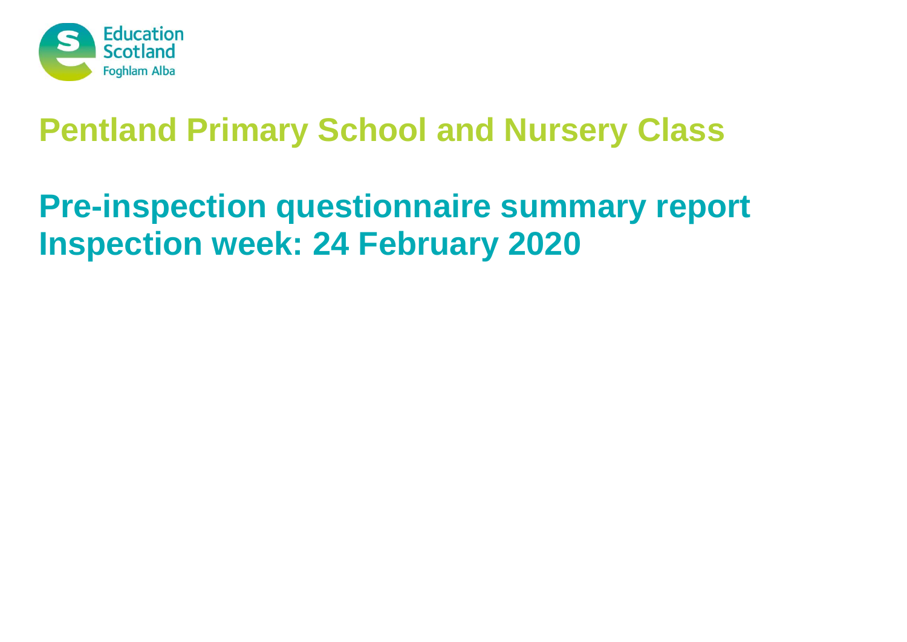Education Scotland
Foghlam Alba

# Pentland Primary School and Nursery Class

## Pre-inspection questionnaire summary report
## Inspection week: 24 February 2020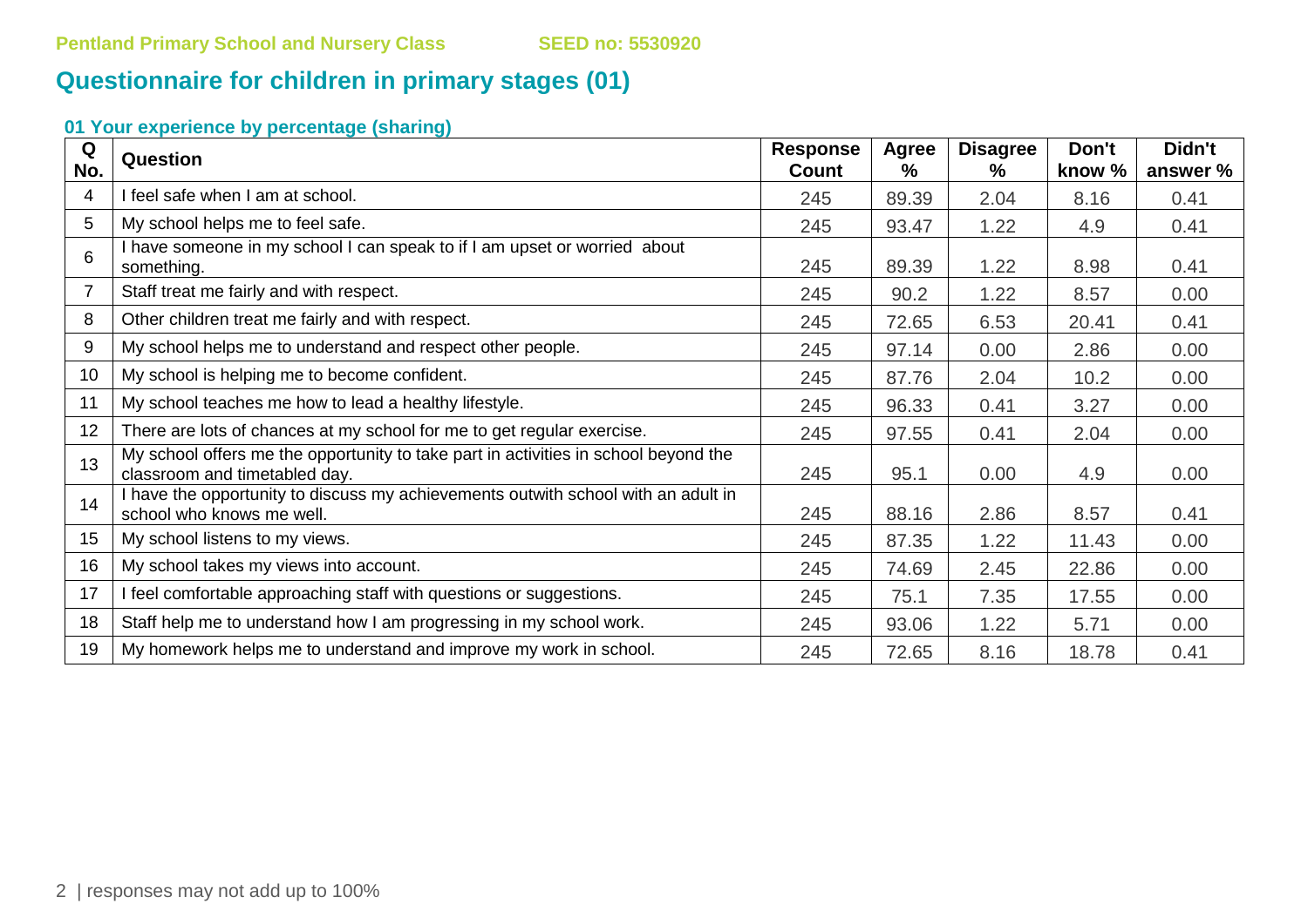Pentland Primary School and Nursery Class SEED no: 5530920

# Questionnaire for children in primary stages (01)

## 01 Your experience by percentage (sharing)

| Q No. | Question | Response Count | Agree % | Disagree % | Don't know % | Didn't answer % |
|---|---|---|---|---|---|---|
| 4 | I feel safe when I am at school. | 245 | 89.39 | 2.04 | 8.16 | 0.41 |
| 5 | My school helps me to feel safe. | 245 | 93.47 | 1.22 | 4.9 | 0.41 |
| 6 | I have someone in my school I can speak to if I am upset or worried about something. | 245 | 89.39 | 1.22 | 8.98 | 0.41 |
| 7 | Staff treat me fairly and with respect. | 245 | 90.2 | 1.22 | 8.57 | 0.00 |
| 8 | Other children treat me fairly and with respect. | 245 | 72.65 | 6.53 | 20.41 | 0.41 |
| 9 | My school helps me to understand and respect other people. | 245 | 97.14 | 0.00 | 2.86 | 0.00 |
| 10 | My school is helping me to become confident. | 245 | 87.76 | 2.04 | 10.2 | 0.00 |
| 11 | My school teaches me how to lead a healthy lifestyle. | 245 | 96.33 | 0.41 | 3.27 | 0.00 |
| 12 | There are lots of chances at my school for me to get regular exercise. | 245 | 97.55 | 0.41 | 2.04 | 0.00 |
| 13 | My school offers me the opportunity to take part in activities in school beyond the classroom and timetabled day. | 245 | 95.1 | 0.00 | 4.9 | 0.00 |
| 14 | I have the opportunity to discuss my achievements outwith school with an adult in school who knows me well. | 245 | 88.16 | 2.86 | 8.57 | 0.41 |
| 15 | My school listens to my views. | 245 | 87.35 | 1.22 | 11.43 | 0.00 |
| 16 | My school takes my views into account. | 245 | 74.69 | 2.45 | 22.86 | 0.00 |
| 17 | I feel comfortable approaching staff with questions or suggestions. | 245 | 75.1 | 7.35 | 17.55 | 0.00 |
| 18 | Staff help me to understand how I am progressing in my school work. | 245 | 93.06 | 1.22 | 5.71 | 0.00 |
| 19 | My homework helps me to understand and improve my work in school. | 245 | 72.65 | 8.16 | 18.78 | 0.41 |

responses may not add up to 100%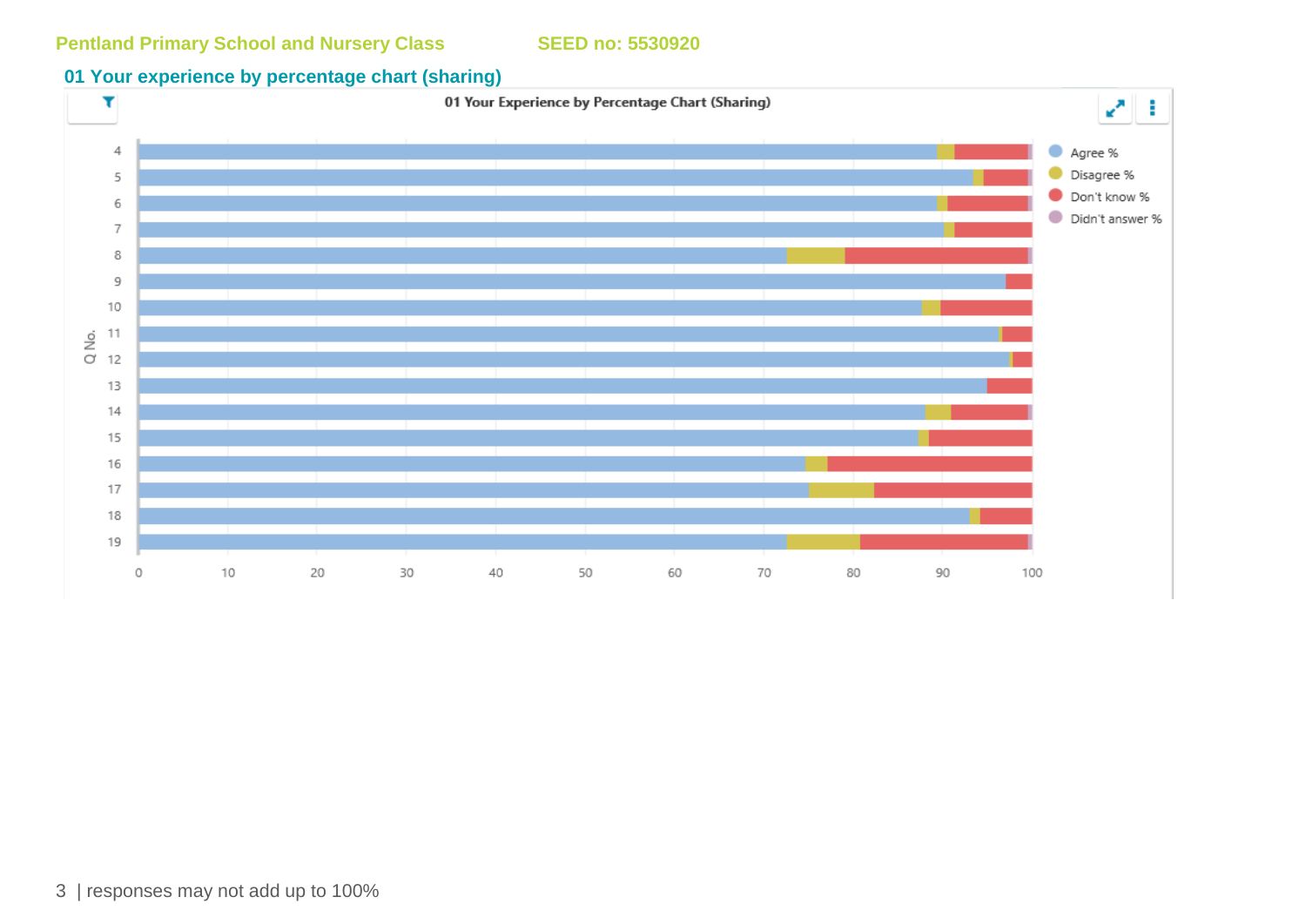Pentland Primary School and Nursery Class SEED no: 5530920

## 01 Your experience by percentage chart (sharing)

01 Your Experience by Percentage Chart (Sharing)

Q No.: 4, 5, 6, 7, 8, 9, 10, 11, 12, 13, 14, 15, 16, 17, 18, 19

0 10 20 30 40 50 60 70 80 90 100

Agree %
Disagree %
Don't know %
Didn't answer %

responses may not add up to 100%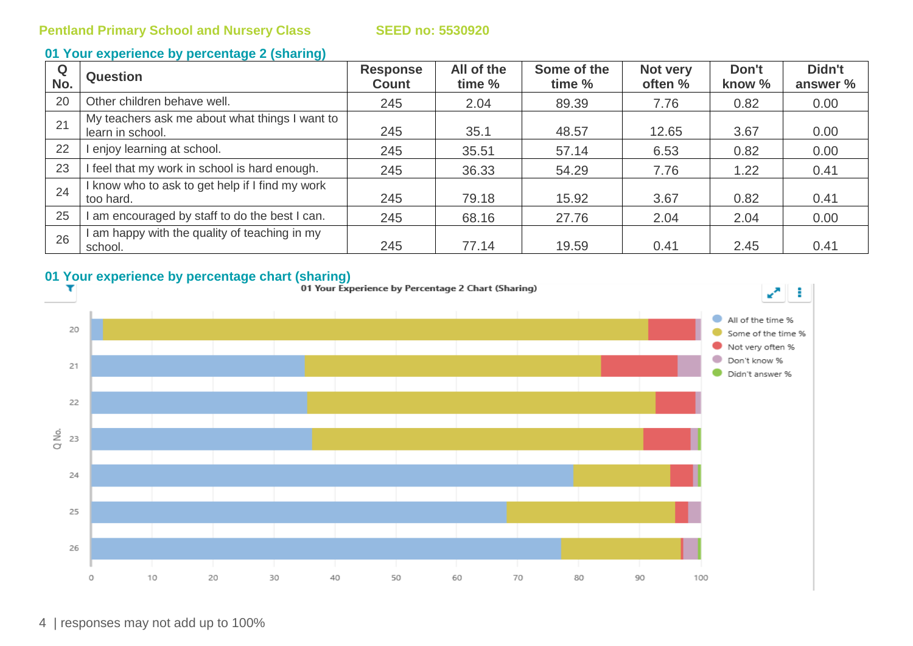Pentland Primary School and Nursery Class SEED no: 5530920

## 01 Your experience by percentage 2 (sharing)

| Q No. | Question | Response Count | All of the time % | Some of the time % | Not very often % | Don't know % | Didn't answer % |
|---|---|---|---|---|---|---|---|
| 20 | Other children behave well. | 245 | 2.04 | 89.39 | 7.76 | 0.82 | 0.00 |
| 21 | My teachers ask me about what things I want to learn in school. | 245 | 35.1 | 48.57 | 12.65 | 3.67 | 0.00 |
| 22 | I enjoy learning at school. | 245 | 35.51 | 57.14 | 6.53 | 0.82 | 0.00 |
| 23 | I feel that my work in school is hard enough. | 245 | 36.33 | 54.29 | 7.76 | 1.22 | 0.41 |
| 24 | I know who to ask to get help if I find my work too hard. | 245 | 79.18 | 15.92 | 3.67 | 0.82 | 0.41 |
| 25 | I am encouraged by staff to do the best I can. | 245 | 68.16 | 27.76 | 2.04 | 2.04 | 0.00 |
| 26 | I am happy with the quality of teaching in my school. | 245 | 77.14 | 19.59 | 0.41 | 2.45 | 0.41 |

## 01 Your experience by percentage chart (sharing)

01 Your Experience by Percentage 2 Chart (Sharing)

responses may not add up to 100%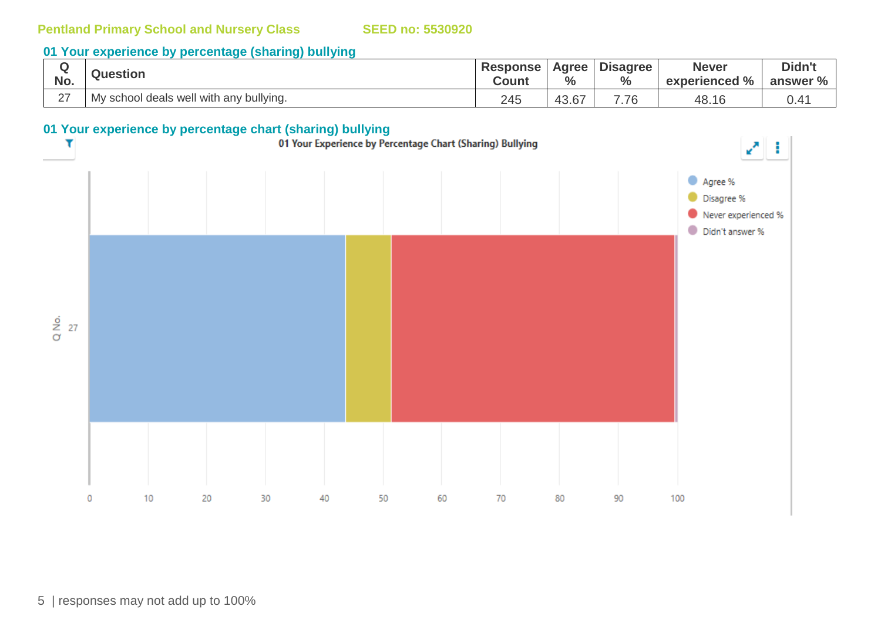Pentland Primary School and Nursery Class SEED no: 5530920

### 01 Your experience by percentage (sharing) bullying

| Q No. | Question | Response Count | Agree % | Disagree % | Never experienced % | Didn't answer % |
|---|---|---|---|---|---|---|
| 27 | My school deals well with any bullying. | 245 | 43.67 | 7.76 | 48.16 | 0.41 |

### 01 Your experience by percentage chart (sharing) bullying

01 Your Experience by Percentage Chart (Sharing) Bullying

Agree %
Disagree %
Never experienced %
Didn't answer %

Q No. 27

0 10 20 30 40 50 60 70 80 90 100

responses may not add up to 100%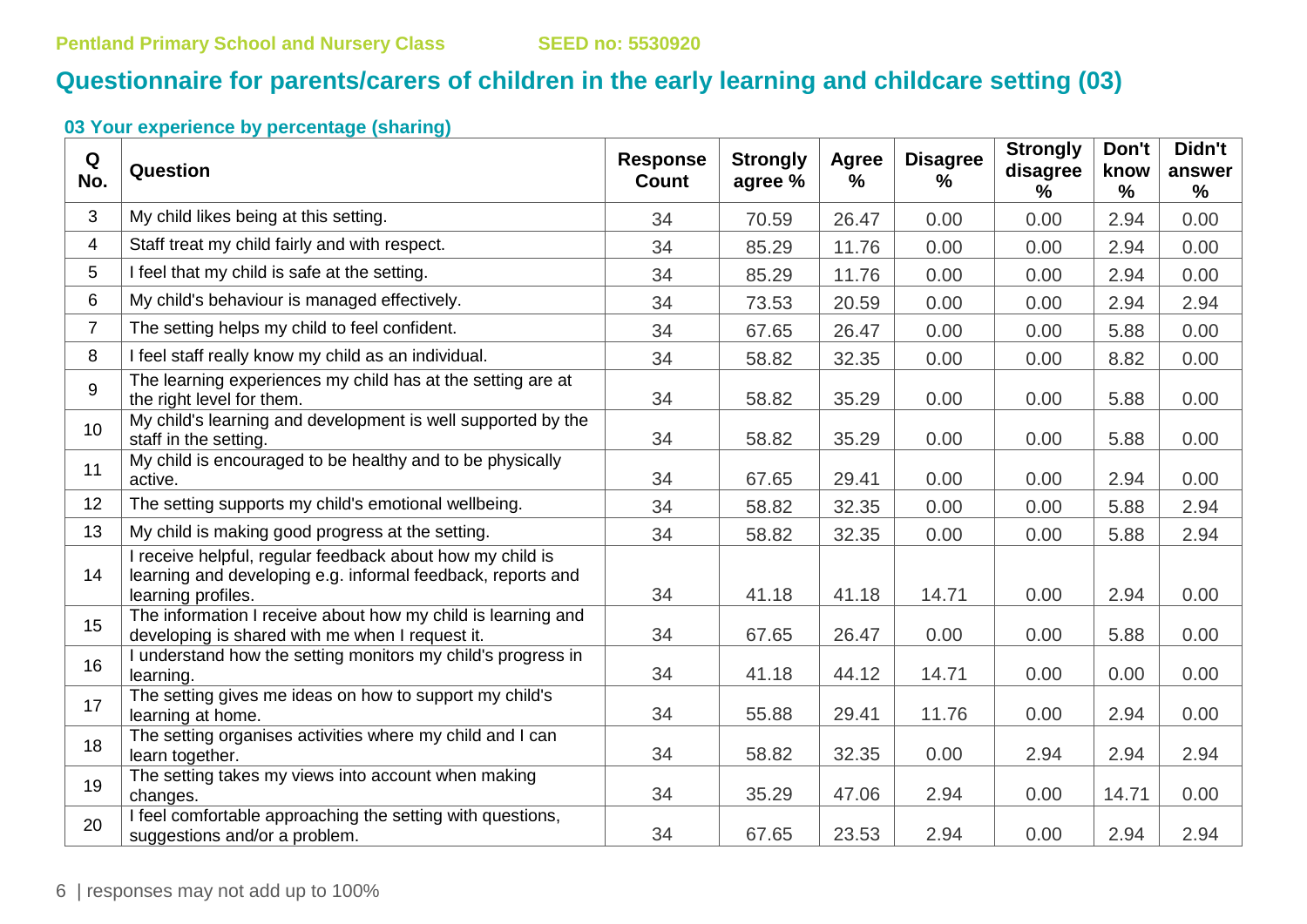Pentland Primary School and Nursery Class SEED no: 5530920

## Questionnaire for parents/carers of children in the early learning and childcare setting (03)

### 03 Your experience by percentage (sharing)

| Q No. | Question | Response Count | Strongly agree % | Agree % | Disagree % | Strongly disagree % | Don't know % | Didn't answer % |
|---|---|---|---|---|---|---|---|---|
| 3 | My child likes being at this setting. | 34 | 70.59 | 26.47 | 0.00 | 0.00 | 2.94 | 0.00 |
| 4 | Staff treat my child fairly and with respect. | 34 | 85.29 | 11.76 | 0.00 | 0.00 | 2.94 | 0.00 |
| 5 | I feel that my child is safe at the setting. | 34 | 85.29 | 11.76 | 0.00 | 0.00 | 2.94 | 0.00 |
| 6 | My child's behaviour is managed effectively. | 34 | 73.53 | 20.59 | 0.00 | 0.00 | 2.94 | 2.94 |
| 7 | The setting helps my child to feel confident. | 34 | 67.65 | 26.47 | 0.00 | 0.00 | 5.88 | 0.00 |
| 8 | I feel staff really know my child as an individual. | 34 | 58.82 | 32.35 | 0.00 | 0.00 | 8.82 | 0.00 |
| 9 | The learning experiences my child has at the setting are at the right level for them. | 34 | 58.82 | 35.29 | 0.00 | 0.00 | 5.88 | 0.00 |
| 10 | My child's learning and development is well supported by the staff in the setting. | 34 | 58.82 | 35.29 | 0.00 | 0.00 | 5.88 | 0.00 |
| 11 | My child is encouraged to be healthy and to be physically active. | 34 | 67.65 | 29.41 | 0.00 | 0.00 | 2.94 | 0.00 |
| 12 | The setting supports my child's emotional wellbeing. | 34 | 58.82 | 32.35 | 0.00 | 0.00 | 5.88 | 2.94 |
| 13 | My child is making good progress at the setting. | 34 | 58.82 | 32.35 | 0.00 | 0.00 | 5.88 | 2.94 |
| 14 | I receive helpful, regular feedback about how my child is learning and developing e.g. informal feedback, reports and learning profiles. | 34 | 41.18 | 41.18 | 14.71 | 0.00 | 2.94 | 0.00 |
| 15 | The information I receive about how my child is learning and developing is shared with me when I request it. | 34 | 67.65 | 26.47 | 0.00 | 0.00 | 5.88 | 0.00 |
| 16 | I understand how the setting monitors my child's progress in learning. | 34 | 41.18 | 44.12 | 14.71 | 0.00 | 0.00 | 0.00 |
| 17 | The setting gives me ideas on how to support my child's learning at home. | 34 | 55.88 | 29.41 | 11.76 | 0.00 | 2.94 | 0.00 |
| 18 | The setting organises activities where my child and I can learn together. | 34 | 58.82 | 32.35 | 0.00 | 2.94 | 2.94 | 2.94 |
| 19 | The setting takes my views into account when making changes. | 34 | 35.29 | 47.06 | 2.94 | 0.00 | 14.71 | 0.00 |
| 20 | I feel comfortable approaching the setting with questions, suggestions and/or a problem. | 34 | 67.65 | 23.53 | 2.94 | 0.00 | 2.94 | 2.94 |

responses may not add up to 100%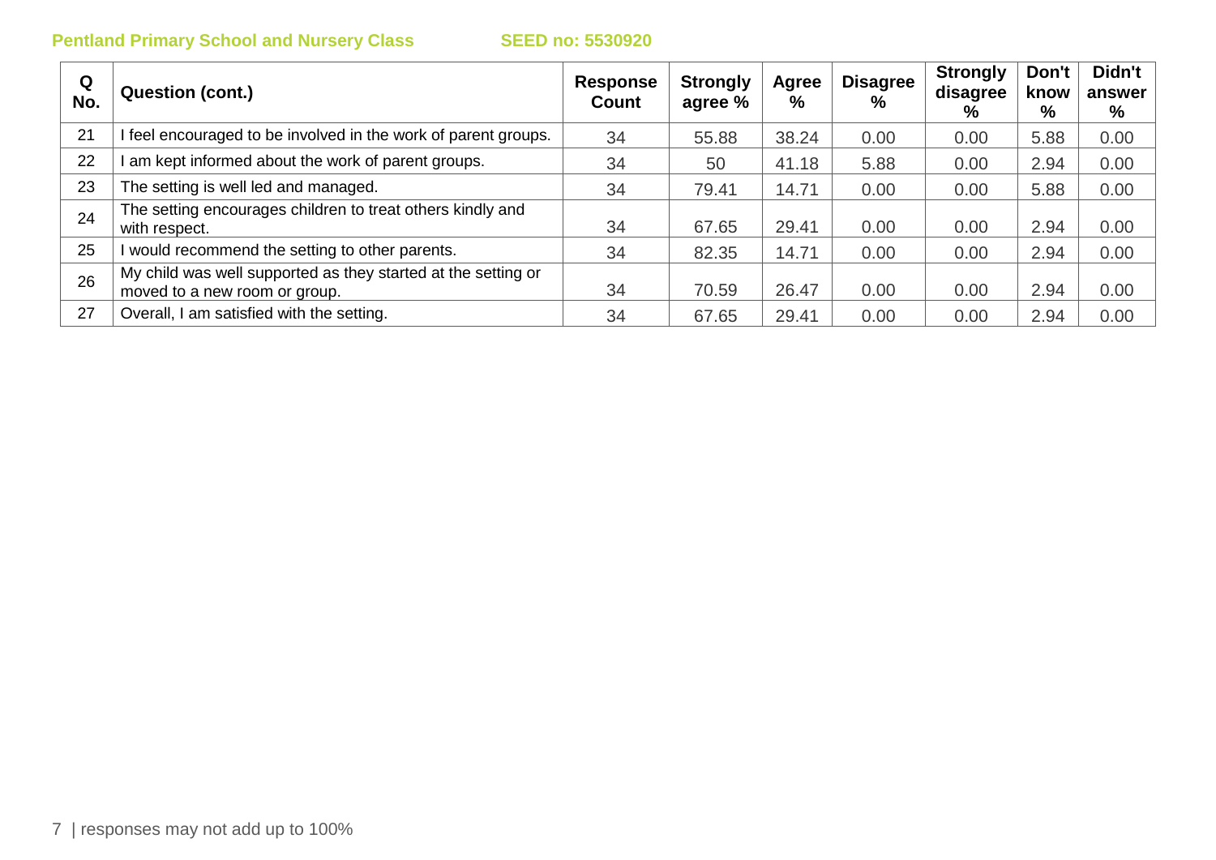| Q No. | Question (cont.) | Response Count | Strongly agree % | Agree % | Disagree % | Strongly disagree % | Don't know % | Didn't answer % |
|---|---|---|---|---|---|---|---|---|
| 21 | I feel encouraged to be involved in the work of parent groups. | 34 | 55.88 | 38.24 | 0.00 | 0.00 | 5.88 | 0.00 |
| 22 | I am kept informed about the work of parent groups. | 34 | 50 | 41.18 | 5.88 | 0.00 | 2.94 | 0.00 |
| 23 | The setting is well led and managed. | 34 | 79.41 | 14.71 | 0.00 | 0.00 | 5.88 | 0.00 |
| 24 | The setting encourages children to treat others kindly and with respect. | 34 | 67.65 | 29.41 | 0.00 | 0.00 | 2.94 | 0.00 |
| 25 | I would recommend the setting to other parents. | 34 | 82.35 | 14.71 | 0.00 | 0.00 | 2.94 | 0.00 |
| 26 | My child was well supported as they started at the setting or moved to a new room or group. | 34 | 70.59 | 26.47 | 0.00 | 0.00 | 2.94 | 0.00 |
| 27 | Overall, I am satisfied with the setting. | 34 | 67.65 | 29.41 | 0.00 | 0.00 | 2.94 | 0.00 |

responses may not add up to 100%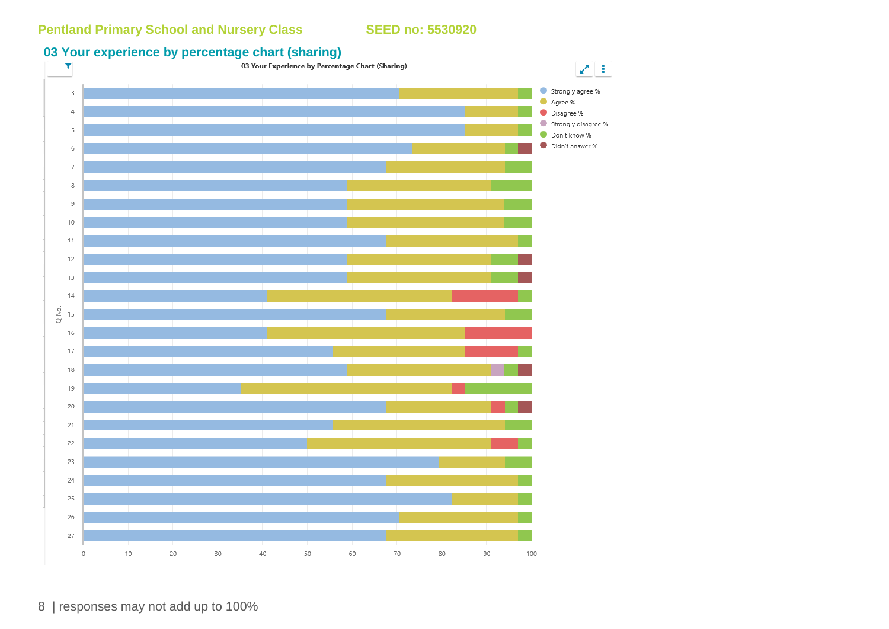Pentland Primary School and Nursery Class SEED no: 5530920

## 03 Your experience by percentage chart (sharing)

03 Your Experience by Percentage Chart (Sharing)

Legend: Strongly agree %, Agree %, Disagree %, Strongly disagree %, Don't know %, Didn't answer %

Q No.: 3, 4, 5, 6, 7, 8, 9, 10, 11, 12, 13, 14, 15, 16, 17, 18, 19, 20, 21, 22, 23, 24, 25, 26, 27

0 10 20 30 40 50 60 70 80 90 100

| responses may not add up to 100%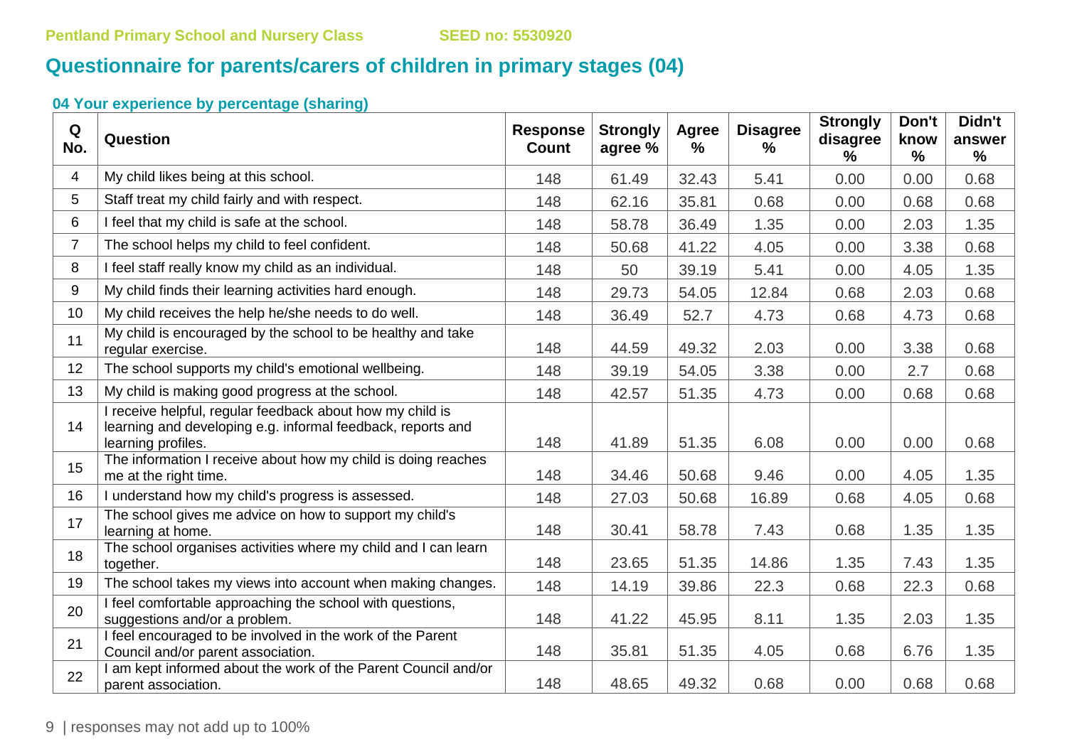Pentland Primary School and Nursery Class SEED no: 5530920

## Questionnaire for parents/carers of children in primary stages (04)

### 04 Your experience by percentage (sharing)

| Q No. | Question | Response Count | Strongly agree % | Agree % | Disagree % | Strongly disagree % | Don't know % | Didn't answer % |
|---|---|---|---|---|---|---|---|---|
| 4 | My child likes being at this school. | 148 | 61.49 | 32.43 | 5.41 | 0.00 | 0.00 | 0.68 |
| 5 | Staff treat my child fairly and with respect. | 148 | 62.16 | 35.81 | 0.68 | 0.00 | 0.68 | 0.68 |
| 6 | I feel that my child is safe at the school. | 148 | 58.78 | 36.49 | 1.35 | 0.00 | 2.03 | 1.35 |
| 7 | The school helps my child to feel confident. | 148 | 50.68 | 41.22 | 4.05 | 0.00 | 3.38 | 0.68 |
| 8 | I feel staff really know my child as an individual. | 148 | 50 | 39.19 | 5.41 | 0.00 | 4.05 | 1.35 |
| 9 | My child finds their learning activities hard enough. | 148 | 29.73 | 54.05 | 12.84 | 0.68 | 2.03 | 0.68 |
| 10 | My child receives the help he/she needs to do well. | 148 | 36.49 | 52.7 | 4.73 | 0.68 | 4.73 | 0.68 |
| 11 | My child is encouraged by the school to be healthy and take regular exercise. | 148 | 44.59 | 49.32 | 2.03 | 0.00 | 3.38 | 0.68 |
| 12 | The school supports my child's emotional wellbeing. | 148 | 39.19 | 54.05 | 3.38 | 0.00 | 2.7 | 0.68 |
| 13 | My child is making good progress at the school. | 148 | 42.57 | 51.35 | 4.73 | 0.00 | 0.68 | 0.68 |
| 14 | I receive helpful, regular feedback about how my child is learning and developing e.g. informal feedback, reports and learning profiles. | 148 | 41.89 | 51.35 | 6.08 | 0.00 | 0.00 | 0.68 |
| 15 | The information I receive about how my child is doing reaches me at the right time. | 148 | 34.46 | 50.68 | 9.46 | 0.00 | 4.05 | 1.35 |
| 16 | I understand how my child's progress is assessed. | 148 | 27.03 | 50.68 | 16.89 | 0.68 | 4.05 | 0.68 |
| 17 | The school gives me advice on how to support my child's learning at home. | 148 | 30.41 | 58.78 | 7.43 | 0.68 | 1.35 | 1.35 |
| 18 | The school organises activities where my child and I can learn together. | 148 | 23.65 | 51.35 | 14.86 | 1.35 | 7.43 | 1.35 |
| 19 | The school takes my views into account when making changes. | 148 | 14.19 | 39.86 | 22.3 | 0.68 | 22.3 | 0.68 |
| 20 | I feel comfortable approaching the school with questions, suggestions and/or a problem. | 148 | 41.22 | 45.95 | 8.11 | 1.35 | 2.03 | 1.35 |
| 21 | I feel encouraged to be involved in the work of the Parent Council and/or parent association. | 148 | 35.81 | 51.35 | 4.05 | 0.68 | 6.76 | 1.35 |
| 22 | I am kept informed about the work of the Parent Council and/or parent association. | 148 | 48.65 | 49.32 | 0.68 | 0.00 | 0.68 | 0.68 |

responses may not add up to 100%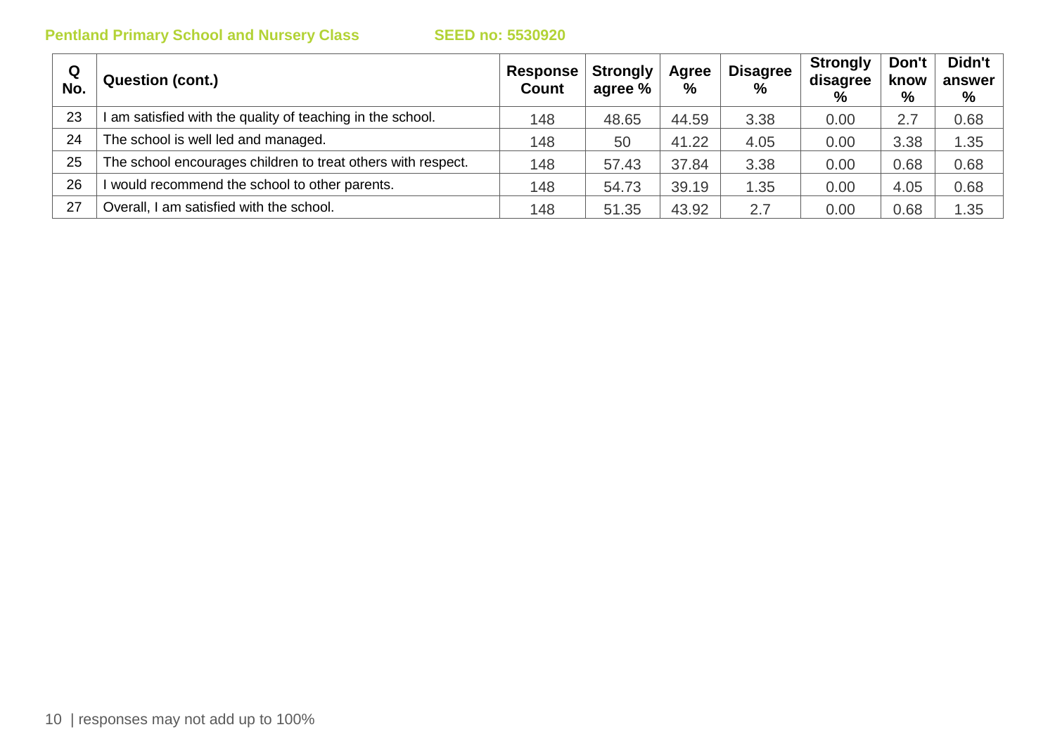| Q No. | Question (cont.) | Response Count | Strongly agree % | Agree % | Disagree % | Strongly disagree % | Don't know % | Didn't answer % |
|---|---|---|---|---|---|---|---|---|
| 23 | I am satisfied with the quality of teaching in the school. | 148 | 48.65 | 44.59 | 3.38 | 0.00 | 2.7 | 0.68 |
| 24 | The school is well led and managed. | 148 | 50 | 41.22 | 4.05 | 0.00 | 3.38 | 1.35 |
| 25 | The school encourages children to treat others with respect. | 148 | 57.43 | 37.84 | 3.38 | 0.00 | 0.68 | 0.68 |
| 26 | I would recommend the school to other parents. | 148 | 54.73 | 39.19 | 1.35 | 0.00 | 4.05 | 0.68 |
| 27 | Overall, I am satisfied with the school. | 148 | 51.35 | 43.92 | 2.7 | 0.00 | 0.68 | 1.35 |

responses may not add up to 100%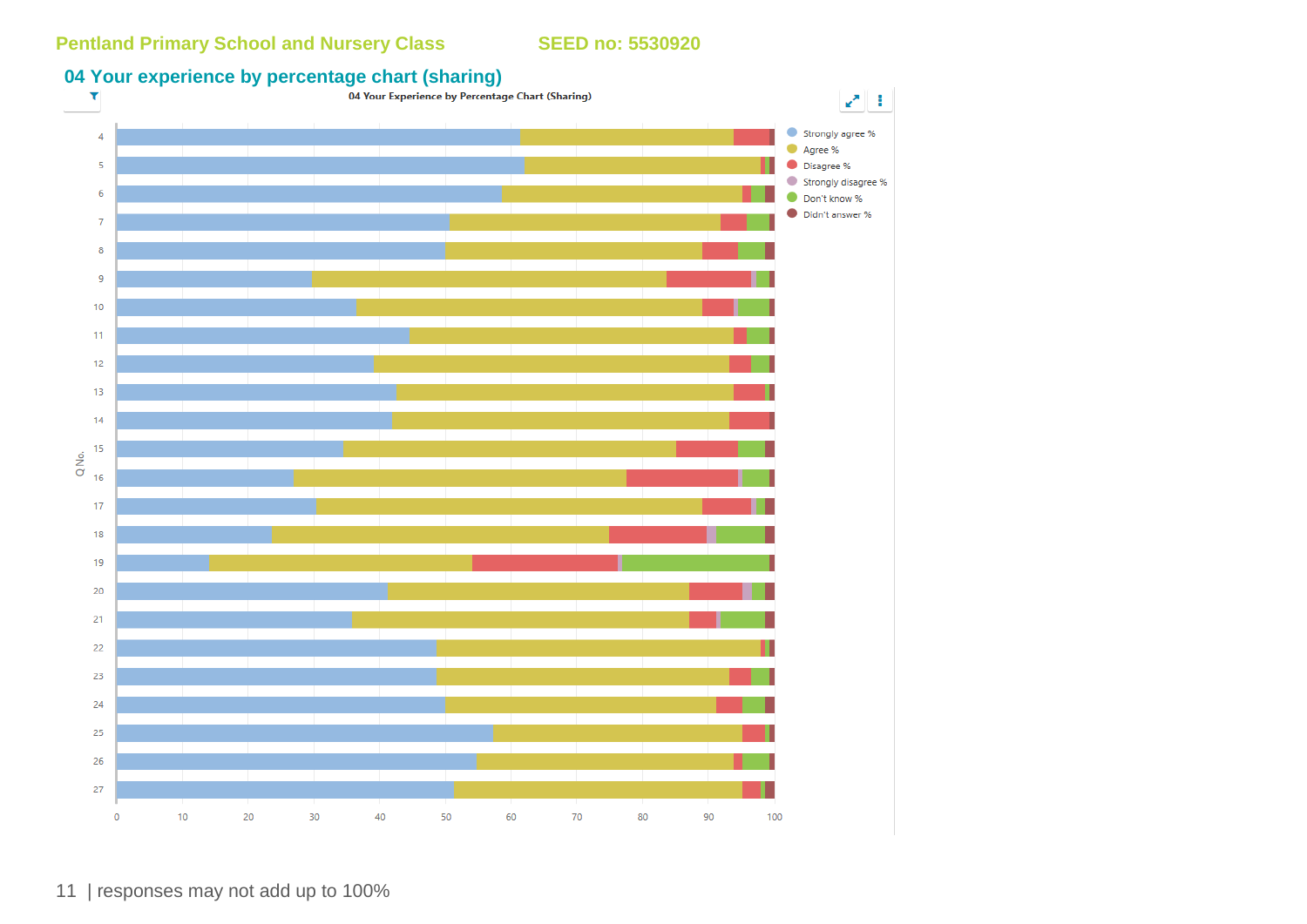Pentland Primary School and Nursery Class SEED no: 5530920

## 04 Your experience by percentage chart (sharing)

04 Your Experience by Percentage Chart (Sharing)

Strongly agree %
Agree %
Disagree %
Strongly disagree %
Don't know %
Didn't answer %

Q No.

4, 5, 6, 7, 8, 9, 10, 11, 12, 13, 14, 15, 16, 17, 18, 19, 20, 21, 22, 23, 24, 25, 26, 27

0 10 20 30 40 50 60 70 80 90 100

| responses may not add up to 100%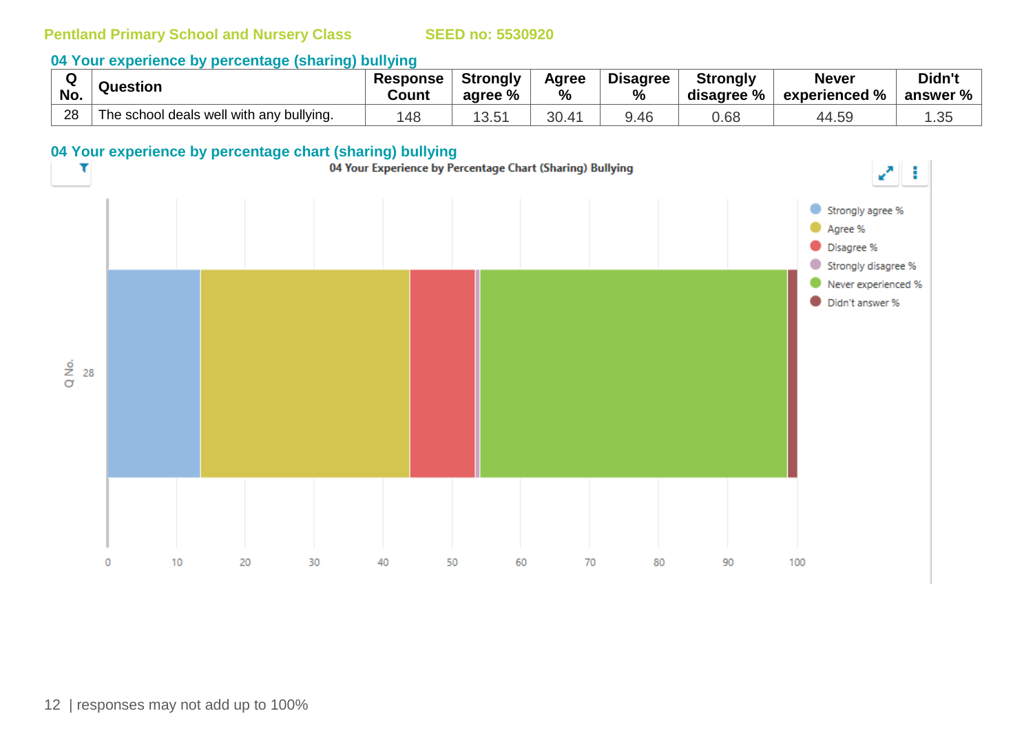Pentland Primary School and Nursery Class SEED no: 5530920

## 04 Your experience by percentage (sharing) bullying

| Q No. | Question | Response Count | Strongly agree % | Agree % | Disagree % | Strongly disagree % | Never experienced % | Didn't answer % |
|---|---|---|---|---|---|---|---|---|
| 28 | The school deals well with any bullying. | 148 | 13.51 | 30.41 | 9.46 | 0.68 | 44.59 | 1.35 |

## 04 Your experience by percentage chart (sharing) bullying

04 Your Experience by Percentage Chart (Sharing) Bullying

responses may not add up to 100%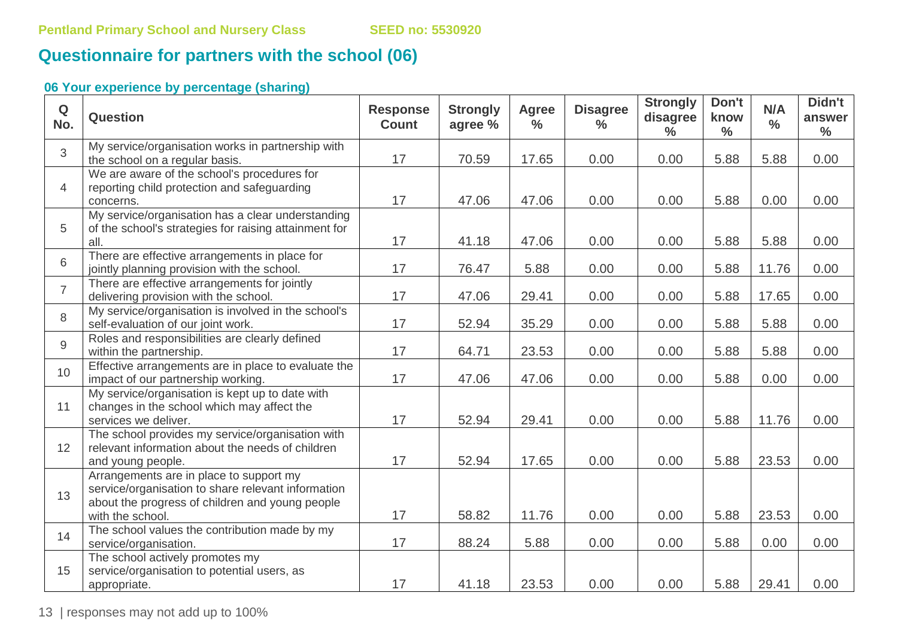# Questionnaire for partners with the school (06)

### 06 Your experience by percentage (sharing)

| Q No. | Question | Response Count | Strongly agree % | Agree % | Disagree % | Strongly disagree % | Don't know % | N/A % | Didn't answer % |
|---|---|---|---|---|---|---|---|---|---|
| 3 | My service/organisation works in partnership with the school on a regular basis. | 17 | 70.59 | 17.65 | 0.00 | 0.00 | 5.88 | 5.88 | 0.00 |
| 4 | We are aware of the school's procedures for reporting child protection and safeguarding concerns. | 17 | 47.06 | 47.06 | 0.00 | 0.00 | 5.88 | 0.00 | 0.00 |
| 5 | My service/organisation has a clear understanding of the school's strategies for raising attainment for all. | 17 | 41.18 | 47.06 | 0.00 | 0.00 | 5.88 | 5.88 | 0.00 |
| 6 | There are effective arrangements in place for jointly planning provision with the school. | 17 | 76.47 | 5.88 | 0.00 | 0.00 | 5.88 | 11.76 | 0.00 |
| 7 | There are effective arrangements for jointly delivering provision with the school. | 17 | 47.06 | 29.41 | 0.00 | 0.00 | 5.88 | 17.65 | 0.00 |
| 8 | My service/organisation is involved in the school's self-evaluation of our joint work. | 17 | 52.94 | 35.29 | 0.00 | 0.00 | 5.88 | 5.88 | 0.00 |
| 9 | Roles and responsibilities are clearly defined within the partnership. | 17 | 64.71 | 23.53 | 0.00 | 0.00 | 5.88 | 5.88 | 0.00 |
| 10 | Effective arrangements are in place to evaluate the impact of our partnership working. | 17 | 47.06 | 47.06 | 0.00 | 0.00 | 5.88 | 0.00 | 0.00 |
| 11 | My service/organisation is kept up to date with changes in the school which may affect the services we deliver. | 17 | 52.94 | 29.41 | 0.00 | 0.00 | 5.88 | 11.76 | 0.00 |
| 12 | The school provides my service/organisation with relevant information about the needs of children and young people. | 17 | 52.94 | 17.65 | 0.00 | 0.00 | 5.88 | 23.53 | 0.00 |
| 13 | Arrangements are in place to support my service/organisation to share relevant information about the progress of children and young people with the school. | 17 | 58.82 | 11.76 | 0.00 | 0.00 | 5.88 | 23.53 | 0.00 |
| 14 | The school values the contribution made by my service/organisation. | 17 | 88.24 | 5.88 | 0.00 | 0.00 | 5.88 | 0.00 | 0.00 |
| 15 | The school actively promotes my service/organisation to potential users, as appropriate. | 17 | 41.18 | 23.53 | 0.00 | 0.00 | 5.88 | 29.41 | 0.00 |

responses may not add up to 100%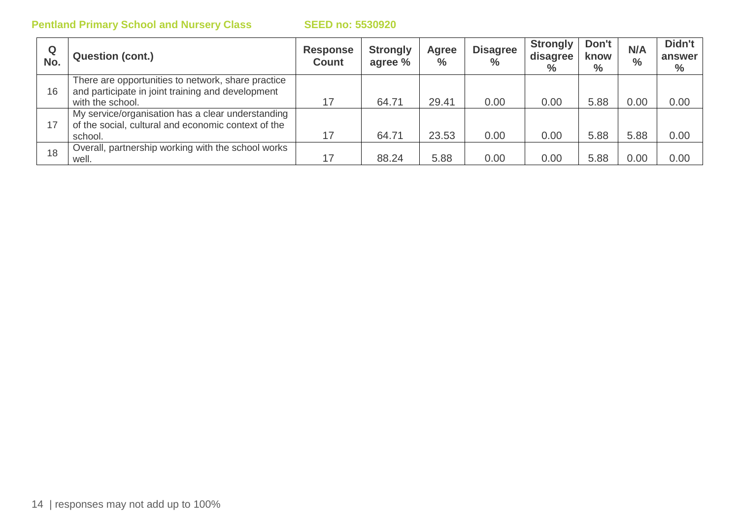**Pentland Primary School and Nursery Class** **SEED no: 5530920**

| Q No. | Question (cont.) | Response Count | Strongly agree % | Agree % | Disagree % | Strongly disagree % | Don't know % | N/A % | Didn't answer % |
|---|---|---|---|---|---|---|---|---|---|
| 16 | There are opportunities to network, share practice and participate in joint training and development with the school. | 17 | 64.71 | 29.41 | 0.00 | 0.00 | 5.88 | 0.00 | 0.00 |
| 17 | My service/organisation has a clear understanding of the social, cultural and economic context of the school. | 17 | 64.71 | 23.53 | 0.00 | 0.00 | 5.88 | 5.88 | 0.00 |
| 18 | Overall, partnership working with the school works well. | 17 | 88.24 | 5.88 | 0.00 | 0.00 | 5.88 | 0.00 | 0.00 |

| responses may not add up to 100%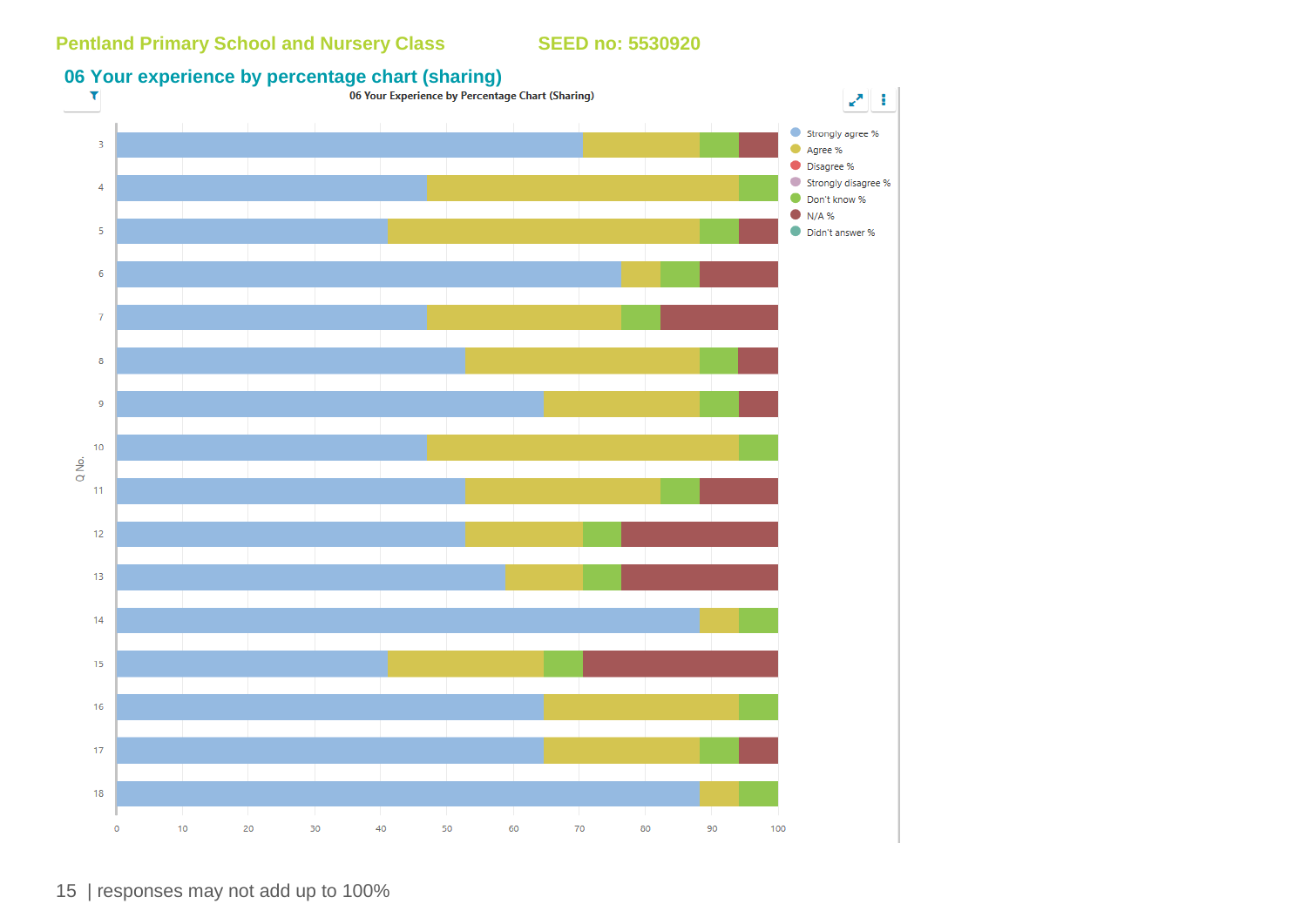Pentland Primary School and Nursery Class SEED no: 5530920

## 06 Your experience by percentage chart (sharing)

06 Your Experience by Percentage Chart (Sharing)

Strongly agree %
Agree %
Disagree %
Strongly disagree %
Don't know %
N/A %
Didn't answer %

Q No.

3
4
5
6
7
8
9
10
11
12
13
14
15
16
17
18

0 10 20 30 40 50 60 70 80 90 100

| responses may not add up to 100%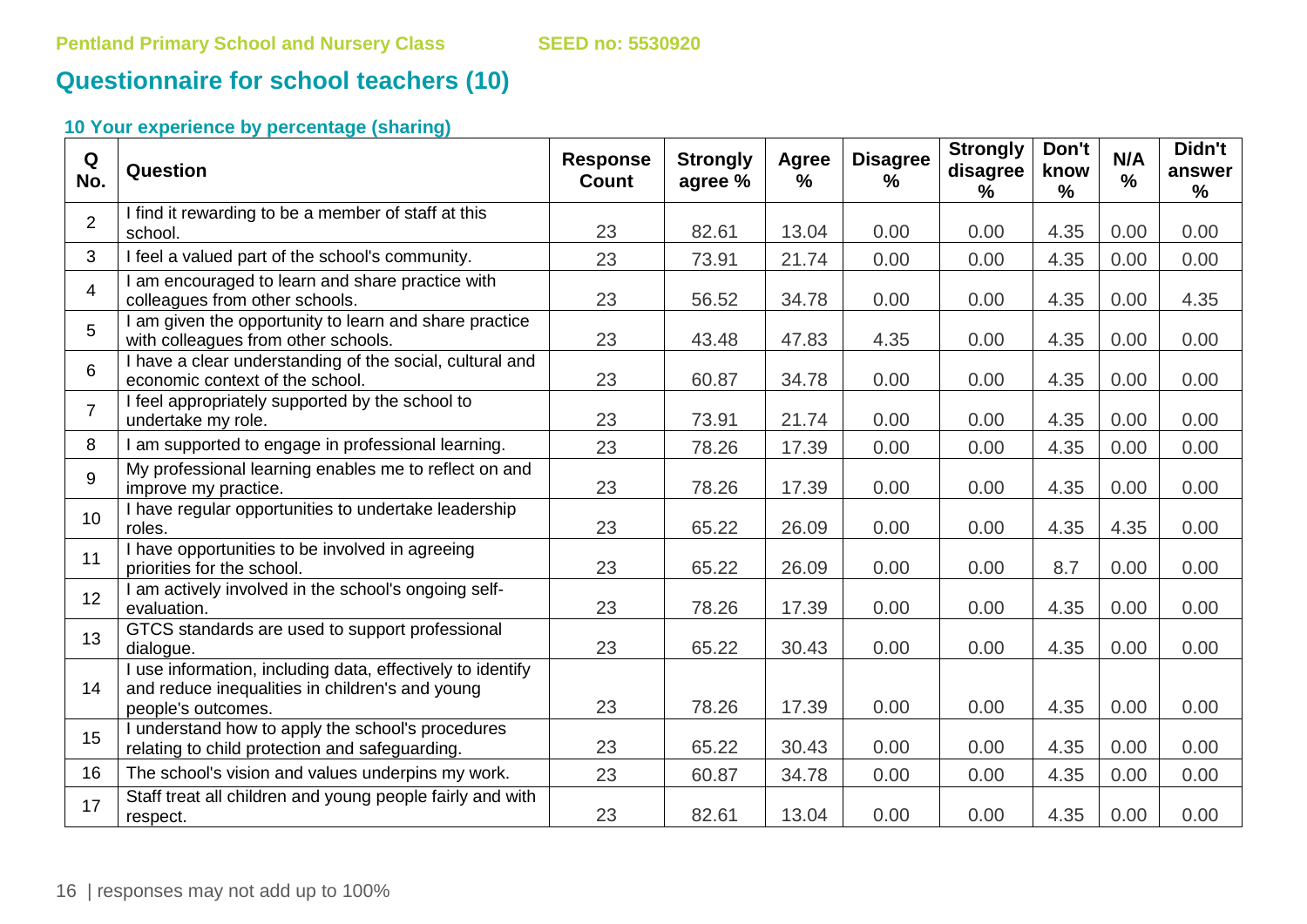Pentland Primary School and Nursery Class SEED no: 5530920

## Questionnaire for school teachers (10)

### 10 Your experience by percentage (sharing)

| Q No. | Question | Response Count | Strongly agree % | Agree % | Disagree % | Strongly disagree % | Don't know % | N/A % | Didn't answer % |
|---|---|---|---|---|---|---|---|---|---|
| 2 | I find it rewarding to be a member of staff at this school. | 23 | 82.61 | 13.04 | 0.00 | 0.00 | 4.35 | 0.00 | 0.00 |
| 3 | I feel a valued part of the school's community. | 23 | 73.91 | 21.74 | 0.00 | 0.00 | 4.35 | 0.00 | 0.00 |
| 4 | I am encouraged to learn and share practice with colleagues from other schools. | 23 | 56.52 | 34.78 | 0.00 | 0.00 | 4.35 | 0.00 | 4.35 |
| 5 | I am given the opportunity to learn and share practice with colleagues from other schools. | 23 | 43.48 | 47.83 | 4.35 | 0.00 | 4.35 | 0.00 | 0.00 |
| 6 | I have a clear understanding of the social, cultural and economic context of the school. | 23 | 60.87 | 34.78 | 0.00 | 0.00 | 4.35 | 0.00 | 0.00 |
| 7 | I feel appropriately supported by the school to undertake my role. | 23 | 73.91 | 21.74 | 0.00 | 0.00 | 4.35 | 0.00 | 0.00 |
| 8 | I am supported to engage in professional learning. | 23 | 78.26 | 17.39 | 0.00 | 0.00 | 4.35 | 0.00 | 0.00 |
| 9 | My professional learning enables me to reflect on and improve my practice. | 23 | 78.26 | 17.39 | 0.00 | 0.00 | 4.35 | 0.00 | 0.00 |
| 10 | I have regular opportunities to undertake leadership roles. | 23 | 65.22 | 26.09 | 0.00 | 0.00 | 4.35 | 4.35 | 0.00 |
| 11 | I have opportunities to be involved in agreeing priorities for the school. | 23 | 65.22 | 26.09 | 0.00 | 0.00 | 8.7 | 0.00 | 0.00 |
| 12 | I am actively involved in the school's ongoing self-evaluation. | 23 | 78.26 | 17.39 | 0.00 | 0.00 | 4.35 | 0.00 | 0.00 |
| 13 | GTCS standards are used to support professional dialogue. | 23 | 65.22 | 30.43 | 0.00 | 0.00 | 4.35 | 0.00 | 0.00 |
| 14 | I use information, including data, effectively to identify and reduce inequalities in children's and young people's outcomes. | 23 | 78.26 | 17.39 | 0.00 | 0.00 | 4.35 | 0.00 | 0.00 |
| 15 | I understand how to apply the school's procedures relating to child protection and safeguarding. | 23 | 65.22 | 30.43 | 0.00 | 0.00 | 4.35 | 0.00 | 0.00 |
| 16 | The school's vision and values underpins my work. | 23 | 60.87 | 34.78 | 0.00 | 0.00 | 4.35 | 0.00 | 0.00 |
| 17 | Staff treat all children and young people fairly and with respect. | 23 | 82.61 | 13.04 | 0.00 | 0.00 | 4.35 | 0.00 | 0.00 |

responses may not add up to 100%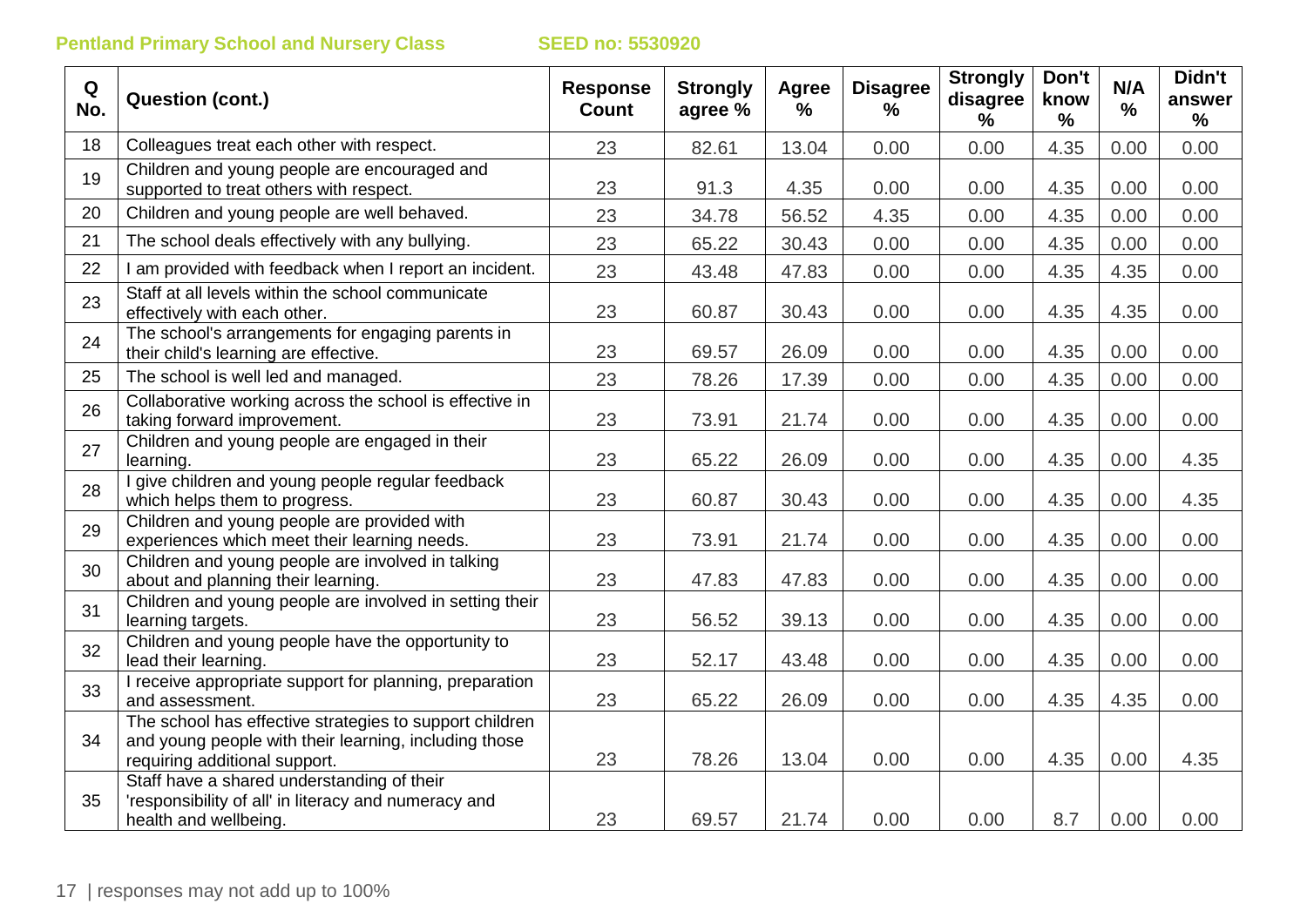**Pentland Primary School and Nursery Class** **SEED no: 5530920**

| Q No. | Question (cont.) | Response Count | Strongly agree % | Agree % | Disagree % | Strongly disagree % | Don't know % | N/A % | Didn't answer % |
|---|---|---|---|---|---|---|---|---|---|
| 18 | Colleagues treat each other with respect. | 23 | 82.61 | 13.04 | 0.00 | 0.00 | 4.35 | 0.00 | 0.00 |
| 19 | Children and young people are encouraged and supported to treat others with respect. | 23 | 91.3 | 4.35 | 0.00 | 0.00 | 4.35 | 0.00 | 0.00 |
| 20 | Children and young people are well behaved. | 23 | 34.78 | 56.52 | 4.35 | 0.00 | 4.35 | 0.00 | 0.00 |
| 21 | The school deals effectively with any bullying. | 23 | 65.22 | 30.43 | 0.00 | 0.00 | 4.35 | 0.00 | 0.00 |
| 22 | I am provided with feedback when I report an incident. | 23 | 43.48 | 47.83 | 0.00 | 0.00 | 4.35 | 4.35 | 0.00 |
| 23 | Staff at all levels within the school communicate effectively with each other. | 23 | 60.87 | 30.43 | 0.00 | 0.00 | 4.35 | 4.35 | 0.00 |
| 24 | The school's arrangements for engaging parents in their child's learning are effective. | 23 | 69.57 | 26.09 | 0.00 | 0.00 | 4.35 | 0.00 | 0.00 |
| 25 | The school is well led and managed. | 23 | 78.26 | 17.39 | 0.00 | 0.00 | 4.35 | 0.00 | 0.00 |
| 26 | Collaborative working across the school is effective in taking forward improvement. | 23 | 73.91 | 21.74 | 0.00 | 0.00 | 4.35 | 0.00 | 0.00 |
| 27 | Children and young people are engaged in their learning. | 23 | 65.22 | 26.09 | 0.00 | 0.00 | 4.35 | 0.00 | 4.35 |
| 28 | I give children and young people regular feedback which helps them to progress. | 23 | 60.87 | 30.43 | 0.00 | 0.00 | 4.35 | 0.00 | 4.35 |
| 29 | Children and young people are provided with experiences which meet their learning needs. | 23 | 73.91 | 21.74 | 0.00 | 0.00 | 4.35 | 0.00 | 0.00 |
| 30 | Children and young people are involved in talking about and planning their learning. | 23 | 47.83 | 47.83 | 0.00 | 0.00 | 4.35 | 0.00 | 0.00 |
| 31 | Children and young people are involved in setting their learning targets. | 23 | 56.52 | 39.13 | 0.00 | 0.00 | 4.35 | 0.00 | 0.00 |
| 32 | Children and young people have the opportunity to lead their learning. | 23 | 52.17 | 43.48 | 0.00 | 0.00 | 4.35 | 0.00 | 0.00 |
| 33 | I receive appropriate support for planning, preparation and assessment. | 23 | 65.22 | 26.09 | 0.00 | 0.00 | 4.35 | 4.35 | 0.00 |
| 34 | The school has effective strategies to support children and young people with their learning, including those requiring additional support. | 23 | 78.26 | 13.04 | 0.00 | 0.00 | 4.35 | 0.00 | 4.35 |
| 35 | Staff have a shared understanding of their 'responsibility of all' in literacy and numeracy and health and wellbeing. | 23 | 69.57 | 21.74 | 0.00 | 0.00 | 8.7 | 0.00 | 0.00 |

responses may not add up to 100%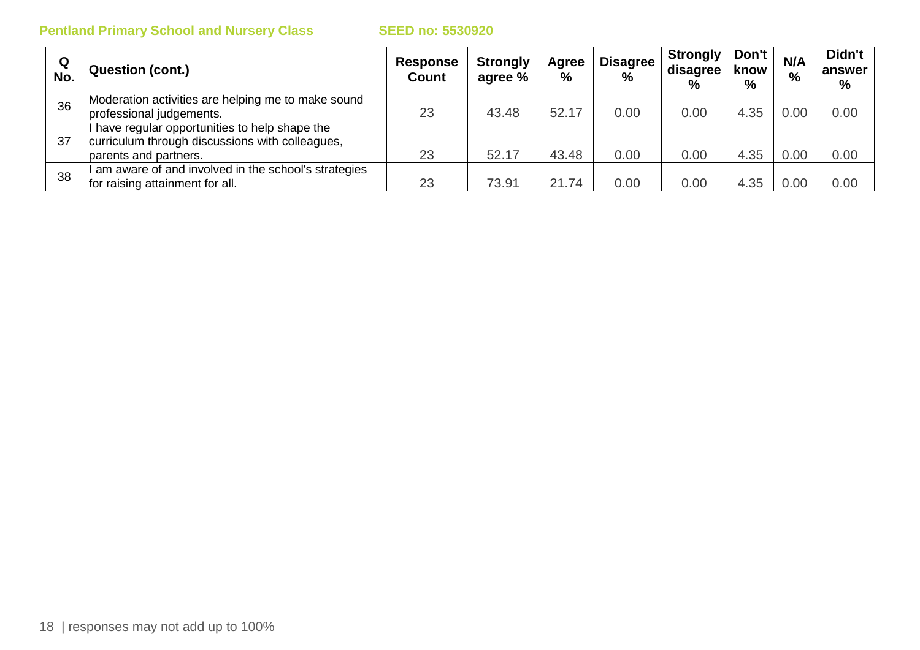| Q No. | Question (cont.) | Response Count | Strongly agree % | Agree % | Disagree % | Strongly disagree % | Don't know % | N/A % | Didn't answer % |
|---|---|---|---|---|---|---|---|---|---|
| 36 | Moderation activities are helping me to make sound professional judgements. | 23 | 43.48 | 52.17 | 0.00 | 0.00 | 4.35 | 0.00 | 0.00 |
| 37 | I have regular opportunities to help shape the curriculum through discussions with colleagues, parents and partners. | 23 | 52.17 | 43.48 | 0.00 | 0.00 | 4.35 | 0.00 | 0.00 |
| 38 | I am aware of and involved in the school's strategies for raising attainment for all. | 23 | 73.91 | 21.74 | 0.00 | 0.00 | 4.35 | 0.00 | 0.00 |

responses may not add up to 100%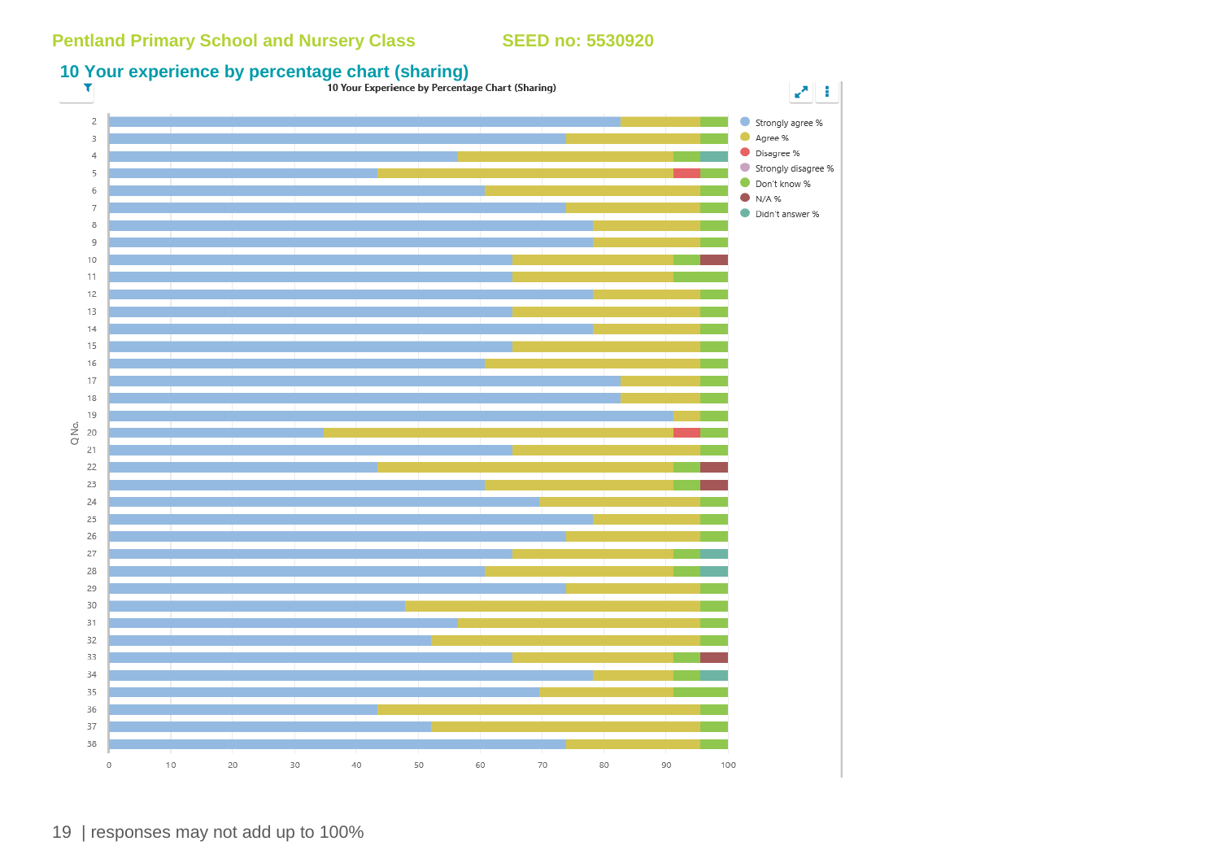Pentland Primary School and Nursery Class SEED no: 5530920

## 10 Your experience by percentage chart (sharing)

10 Your Experience by Percentage Chart (Sharing)

Legend: Strongly agree %, Agree %, Disagree %, Strongly disagree %, Don't know %, N/A %, Didn't answer %

Q No.: 2, 3, 4, 5, 6, 7, 8, 9, 10, 11, 12, 13, 14, 15, 16, 17, 18, 19, 20, 21, 22, 23, 24, 25, 26, 27, 28, 29, 30, 31, 32, 33, 34, 35, 36, 37, 38

Axis: 0, 10, 20, 30, 40, 50, 60, 70, 80, 90, 100

| responses may not add up to 100%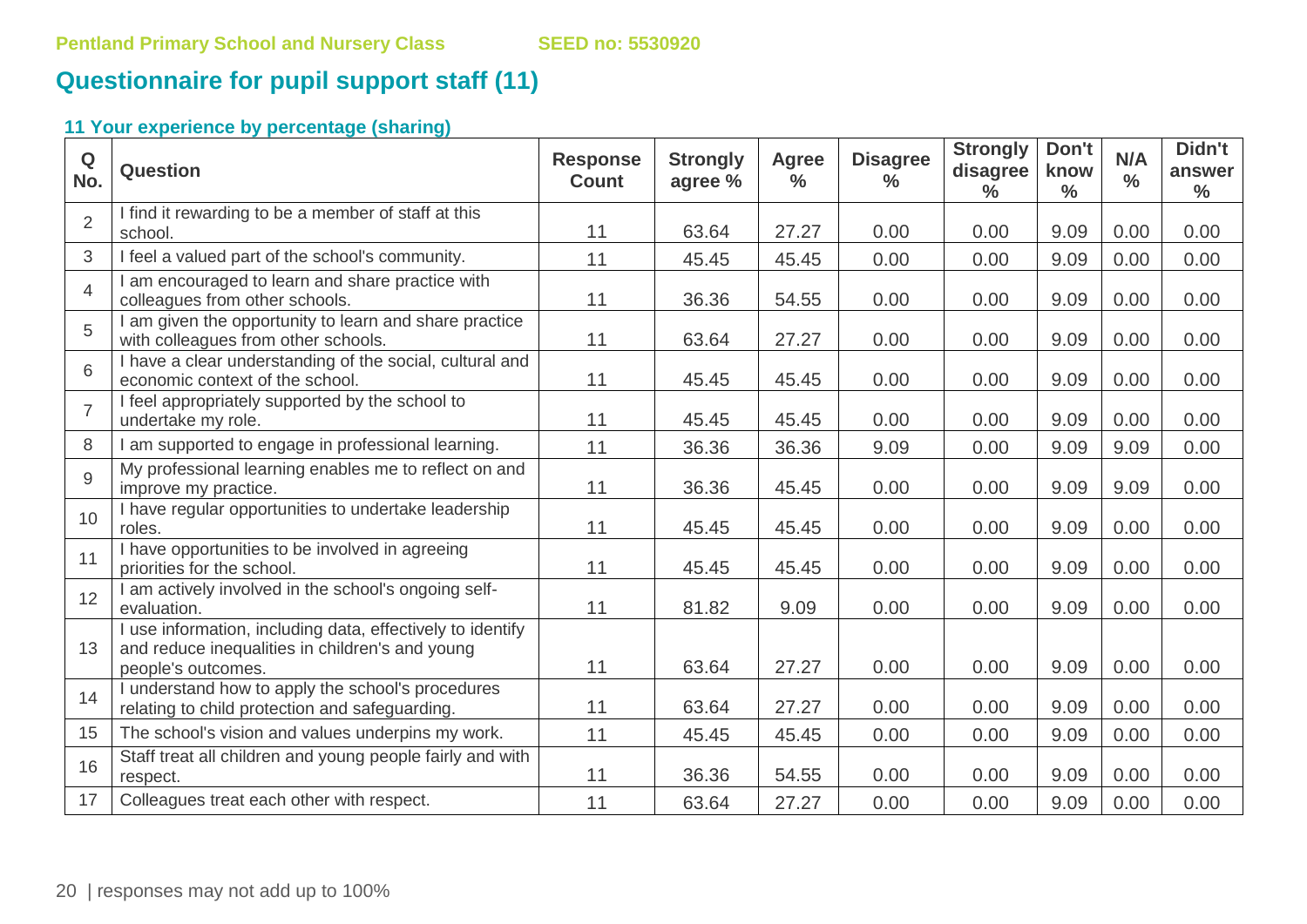## Questionnaire for pupil support staff (11)

### 11 Your experience by percentage (sharing)

| Q No. | Question | Response Count | Strongly agree % | Agree % | Disagree % | Strongly disagree % | Don't know % | N/A % | Didn't answer % |
|---|---|---|---|---|---|---|---|---|---|
| 2 | I find it rewarding to be a member of staff at this school. | 11 | 63.64 | 27.27 | 0.00 | 0.00 | 9.09 | 0.00 | 0.00 |
| 3 | I feel a valued part of the school's community. | 11 | 45.45 | 45.45 | 0.00 | 0.00 | 9.09 | 0.00 | 0.00 |
| 4 | I am encouraged to learn and share practice with colleagues from other schools. | 11 | 36.36 | 54.55 | 0.00 | 0.00 | 9.09 | 0.00 | 0.00 |
| 5 | I am given the opportunity to learn and share practice with colleagues from other schools. | 11 | 63.64 | 27.27 | 0.00 | 0.00 | 9.09 | 0.00 | 0.00 |
| 6 | I have a clear understanding of the social, cultural and economic context of the school. | 11 | 45.45 | 45.45 | 0.00 | 0.00 | 9.09 | 0.00 | 0.00 |
| 7 | I feel appropriately supported by the school to undertake my role. | 11 | 45.45 | 45.45 | 0.00 | 0.00 | 9.09 | 0.00 | 0.00 |
| 8 | I am supported to engage in professional learning. | 11 | 36.36 | 36.36 | 9.09 | 0.00 | 9.09 | 9.09 | 0.00 |
| 9 | My professional learning enables me to reflect on and improve my practice. | 11 | 36.36 | 45.45 | 0.00 | 0.00 | 9.09 | 9.09 | 0.00 |
| 10 | I have regular opportunities to undertake leadership roles. | 11 | 45.45 | 45.45 | 0.00 | 0.00 | 9.09 | 0.00 | 0.00 |
| 11 | I have opportunities to be involved in agreeing priorities for the school. | 11 | 45.45 | 45.45 | 0.00 | 0.00 | 9.09 | 0.00 | 0.00 |
| 12 | I am actively involved in the school's ongoing self-evaluation. | 11 | 81.82 | 9.09 | 0.00 | 0.00 | 9.09 | 0.00 | 0.00 |
| 13 | I use information, including data, effectively to identify and reduce inequalities in children's and young people's outcomes. | 11 | 63.64 | 27.27 | 0.00 | 0.00 | 9.09 | 0.00 | 0.00 |
| 14 | I understand how to apply the school's procedures relating to child protection and safeguarding. | 11 | 63.64 | 27.27 | 0.00 | 0.00 | 9.09 | 0.00 | 0.00 |
| 15 | The school's vision and values underpins my work. | 11 | 45.45 | 45.45 | 0.00 | 0.00 | 9.09 | 0.00 | 0.00 |
| 16 | Staff treat all children and young people fairly and with respect. | 11 | 36.36 | 54.55 | 0.00 | 0.00 | 9.09 | 0.00 | 0.00 |
| 17 | Colleagues treat each other with respect. | 11 | 63.64 | 27.27 | 0.00 | 0.00 | 9.09 | 0.00 | 0.00 |

responses may not add up to 100%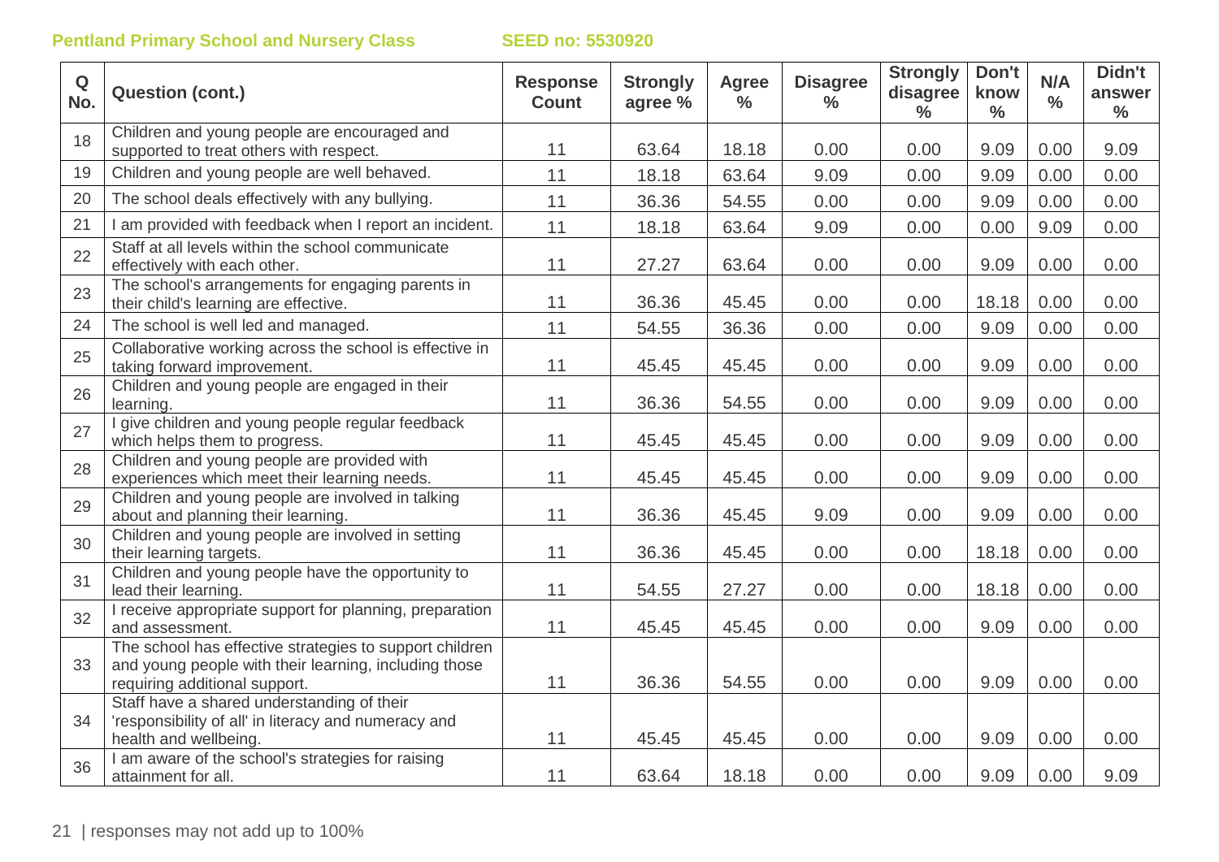**Pentland Primary School and Nursery Class** **SEED no: 5530920**

| Q No. | Question (cont.) | Response Count | Strongly agree % | Agree % | Disagree % | Strongly disagree % | Don't know % | N/A % | Didn't answer % |
|---|---|---|---|---|---|---|---|---|---|
| 18 | Children and young people are encouraged and supported to treat others with respect. | 11 | 63.64 | 18.18 | 0.00 | 0.00 | 9.09 | 0.00 | 9.09 |
| 19 | Children and young people are well behaved. | 11 | 18.18 | 63.64 | 9.09 | 0.00 | 9.09 | 0.00 | 0.00 |
| 20 | The school deals effectively with any bullying. | 11 | 36.36 | 54.55 | 0.00 | 0.00 | 9.09 | 0.00 | 0.00 |
| 21 | I am provided with feedback when I report an incident. | 11 | 18.18 | 63.64 | 9.09 | 0.00 | 0.00 | 9.09 | 0.00 |
| 22 | Staff at all levels within the school communicate effectively with each other. | 11 | 27.27 | 63.64 | 0.00 | 0.00 | 9.09 | 0.00 | 0.00 |
| 23 | The school's arrangements for engaging parents in their child's learning are effective. | 11 | 36.36 | 45.45 | 0.00 | 0.00 | 18.18 | 0.00 | 0.00 |
| 24 | The school is well led and managed. | 11 | 54.55 | 36.36 | 0.00 | 0.00 | 9.09 | 0.00 | 0.00 |
| 25 | Collaborative working across the school is effective in taking forward improvement. | 11 | 45.45 | 45.45 | 0.00 | 0.00 | 9.09 | 0.00 | 0.00 |
| 26 | Children and young people are engaged in their learning. | 11 | 36.36 | 54.55 | 0.00 | 0.00 | 9.09 | 0.00 | 0.00 |
| 27 | I give children and young people regular feedback which helps them to progress. | 11 | 45.45 | 45.45 | 0.00 | 0.00 | 9.09 | 0.00 | 0.00 |
| 28 | Children and young people are provided with experiences which meet their learning needs. | 11 | 45.45 | 45.45 | 0.00 | 0.00 | 9.09 | 0.00 | 0.00 |
| 29 | Children and young people are involved in talking about and planning their learning. | 11 | 36.36 | 45.45 | 9.09 | 0.00 | 9.09 | 0.00 | 0.00 |
| 30 | Children and young people are involved in setting their learning targets. | 11 | 36.36 | 45.45 | 0.00 | 0.00 | 18.18 | 0.00 | 0.00 |
| 31 | Children and young people have the opportunity to lead their learning. | 11 | 54.55 | 27.27 | 0.00 | 0.00 | 18.18 | 0.00 | 0.00 |
| 32 | I receive appropriate support for planning, preparation and assessment. | 11 | 45.45 | 45.45 | 0.00 | 0.00 | 9.09 | 0.00 | 0.00 |
| 33 | The school has effective strategies to support children and young people with their learning, including those requiring additional support. | 11 | 36.36 | 54.55 | 0.00 | 0.00 | 9.09 | 0.00 | 0.00 |
| 34 | Staff have a shared understanding of their 'responsibility of all' in literacy and numeracy and health and wellbeing. | 11 | 45.45 | 45.45 | 0.00 | 0.00 | 9.09 | 0.00 | 0.00 |
| 36 | I am aware of the school's strategies for raising attainment for all. | 11 | 63.64 | 18.18 | 0.00 | 0.00 | 9.09 | 0.00 | 9.09 |

responses may not add up to 100%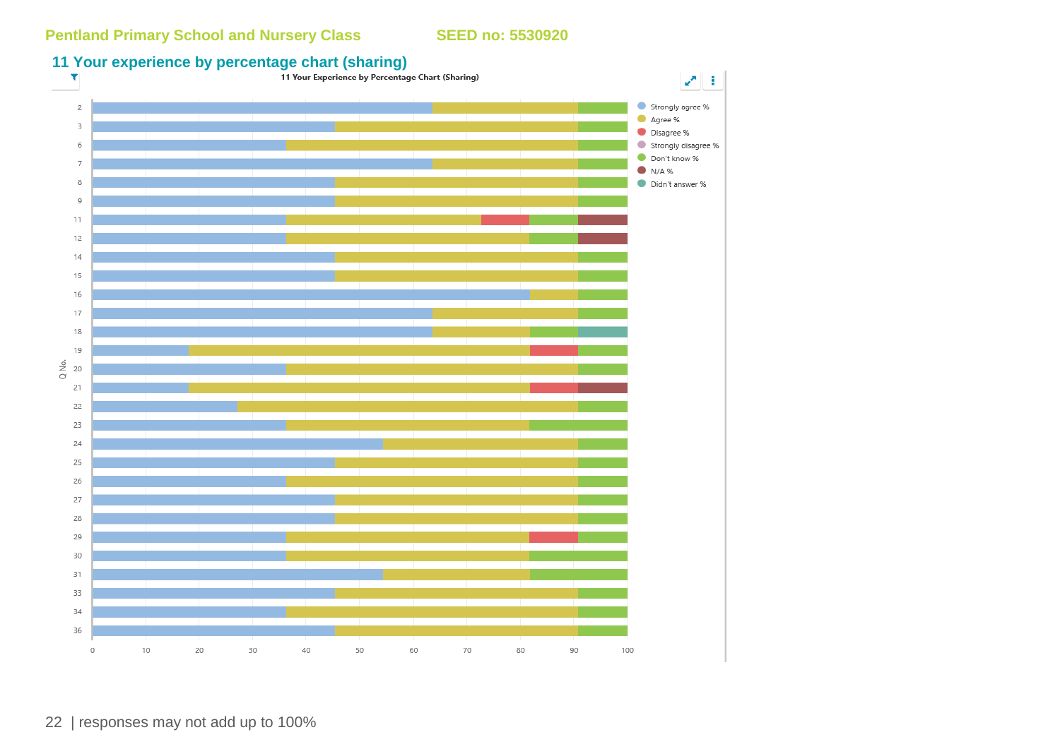Pentland Primary School and Nursery Class SEED no: 5530920

## 11 Your experience by percentage chart (sharing)

11 Your Experience by Percentage Chart (Sharing)

Strongly agree %
Agree %
Disagree %
Strongly disagree %
Don't know %
N/A %
Didn't answer %

Q No.

2
3
6
7
8
9
11
12
14
15
16
17
18
19
20
21
22
23
24
25
26
27
28
29
30
31
33
34
36

0 10 20 30 40 50 60 70 80 90 100

| responses may not add up to 100%